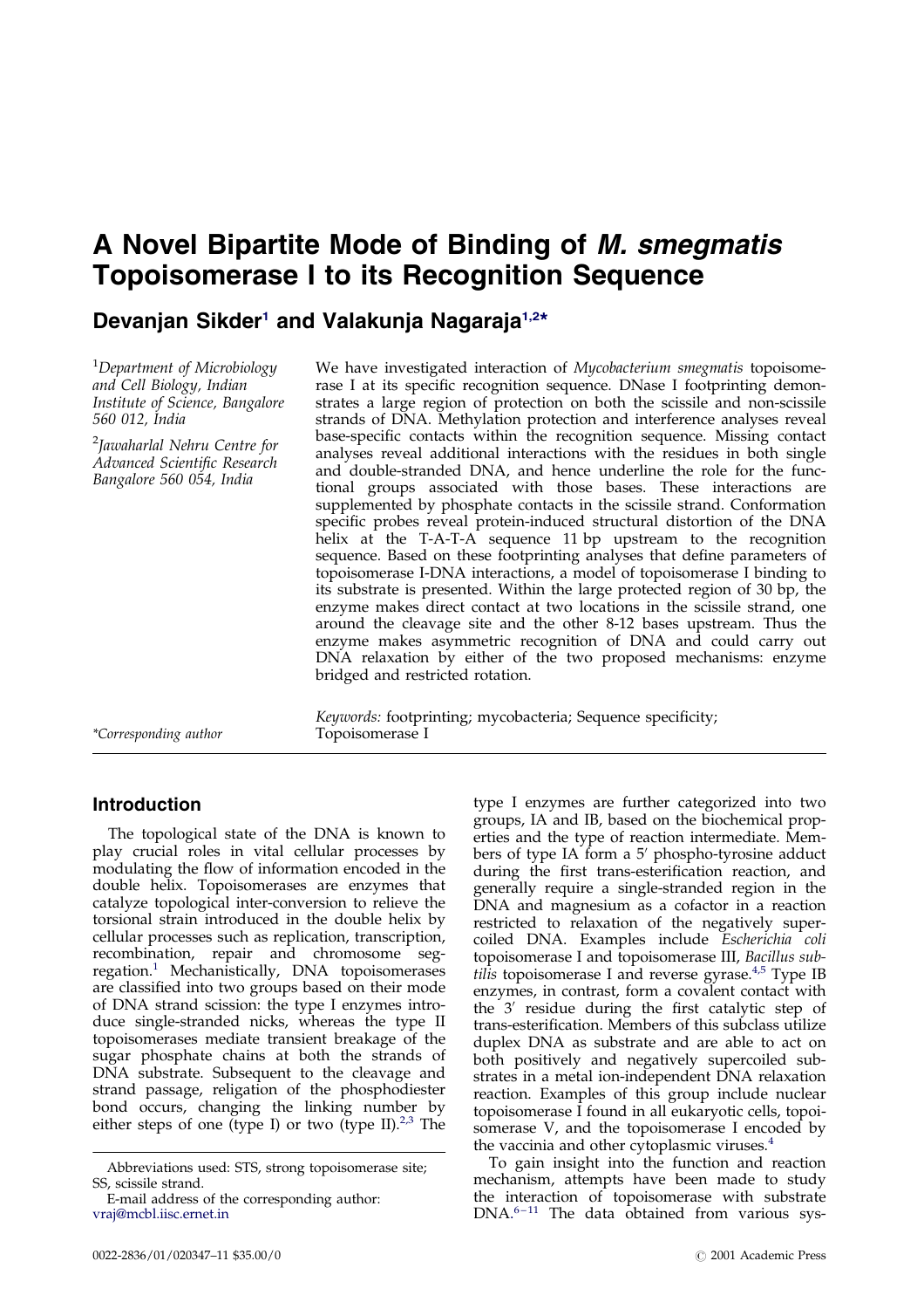# A Novel Bipartite Mode of Binding of *M. smegmatis* Topoisomerase I to its Recognition Sequence

## Devanjan Sikder[1] and Valakunja Nagaraja[1,2]*

[1]*Department of Microbiology and Cell Biology, Indian Institute of Science, Bangalore 560 012, India*

[2]*Jawaharlal Nehru Centre for Advanced Scientific Research Bangalore 560 054, India*

We have investigated interaction of *Mycobacterium smegmatis* topoisomerase I at its specific recognition sequence. DNase I footprinting demonstrates a large region of protection on both the scissile and non-scissile strands of DNA. Methylation protection and interference analyses reveal base-specific contacts within the recognition sequence. Missing contact analyses reveal additional interactions with the residues in both single and double-stranded DNA, and hence underline the role for the functional groups associated with those bases. These interactions are supplemented by phosphate contacts in the scissile strand. Conformation specific probes reveal protein-induced structural distortion of the DNA helix at the T-A-T-A sequence 11 bp upstream to the recognition sequence. Based on these footprinting analyses that define parameters of topoisomerase I-DNA interactions, a model of topoisomerase I binding to its substrate is presented. Within the large protected region of 30 bp, the enzyme makes direct contact at two locations in the scissile strand, one around the cleavage site and the other 8-12 bases upstream. Thus the enzyme makes asymmetric recognition of DNA and could carry out DNA relaxation by either of the two proposed mechanisms: enzyme bridged and restricted rotation.

*Keywords:* footprinting; mycobacteria; Sequence specificity; Topoisomerase I

*Corresponding author

## Introduction

The topological state of the DNA is known to play crucial roles in vital cellular processes by modulating the flow of information encoded in the double helix. Topoisomerases are enzymes that catalyze topological inter-conversion to relieve the torsional strain introduced in the double helix by cellular processes such as replication, transcription, recombination, repair and chromosome segregation.[1] Mechanistically, DNA topoisomerases are classified into two groups based on their mode of DNA strand scission: the type I enzymes introduce single-stranded nicks, whereas the type II topoisomerases mediate transient breakage of the sugar phosphate chains at both the strands of DNA substrate. Subsequent to the cleavage and strand passage, religation of the phosphodiester bond occurs, changing the linking number by either steps of one (type I) or two (type II).[2,3] The type I enzymes are further categorized into two groups, IA and IB, based on the biochemical properties and the type of reaction intermediate. Members of type IA form a 5′ phospho-tyrosine adduct during the first trans-esterification reaction, and generally require a single-stranded region in the DNA and magnesium as a cofactor in a reaction restricted to relaxation of the negatively supercoiled DNA. Examples include *Escherichia coli* topoisomerase I and topoisomerase III, *Bacillus subtilis* topoisomerase I and reverse gyrase.[4,5] Type IB enzymes, in contrast, form a covalent contact with the 3′ residue during the first catalytic step of trans-esterification. Members of this subclass utilize duplex DNA as substrate and are able to act on both positively and negatively supercoiled substrates in a metal ion-independent DNA relaxation reaction. Examples of this group include nuclear topoisomerase I found in all eukaryotic cells, topoisomerase V, and the topoisomerase I encoded by the vaccinia and other cytoplasmic viruses.[4]

To gain insight into the function and reaction mechanism, attempts have been made to study the interaction of topoisomerase with substrate DNA.[6–11] The data obtained from various sys-

Abbreviations used: STS, strong topoisomerase site; SS, scissile strand.

E-mail address of the corresponding author: vraj@mcbl.iisc.ernet.in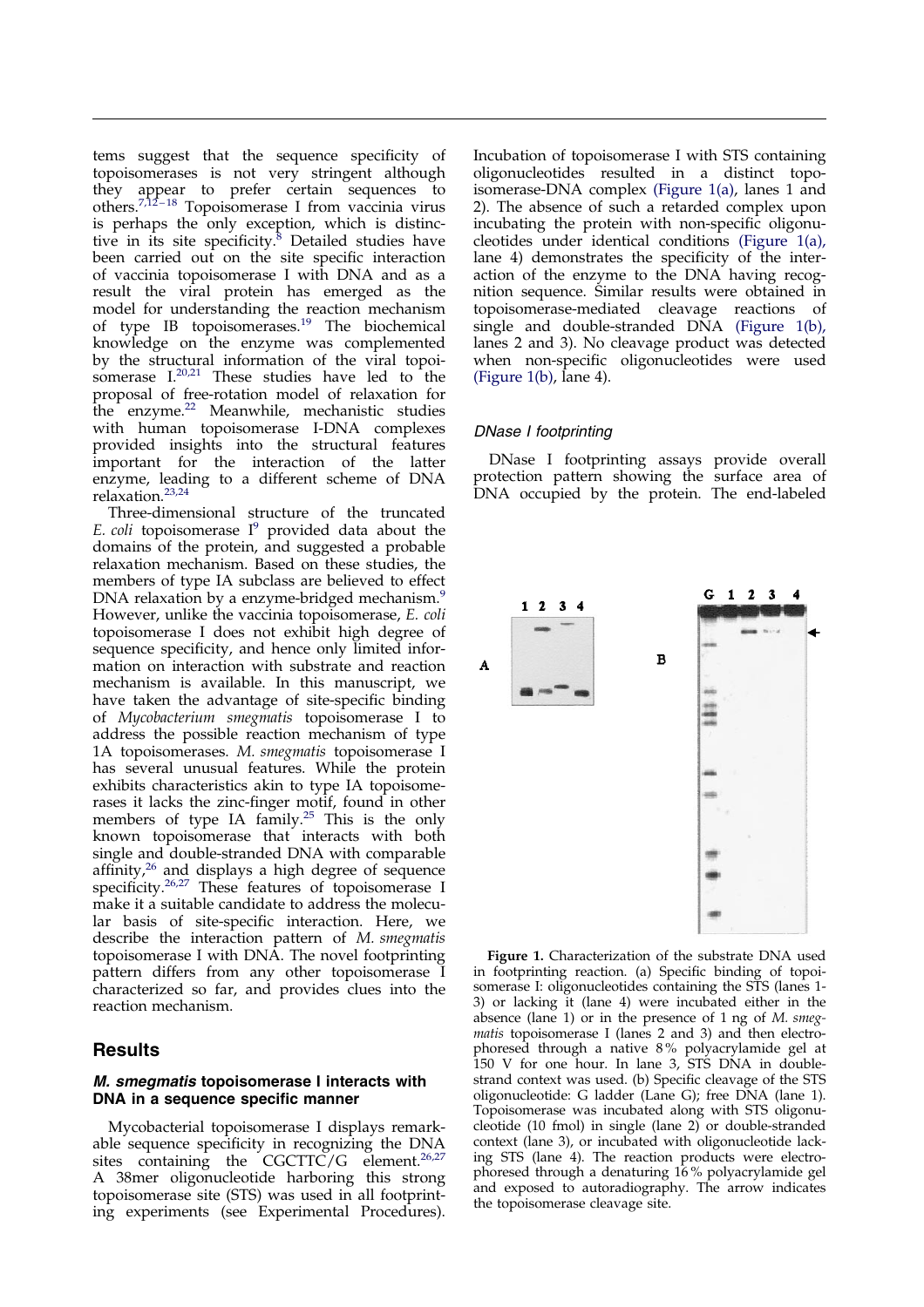tems suggest that the sequence specificity of topoisomerases is not very stringent although they appear to prefer certain sequences to others.[7,12–18] Topoisomerase I from vaccinia virus is perhaps the only exception, which is distinctive in its site specificity.[8] Detailed studies have been carried out on the site specific interaction of vaccinia topoisomerase I with DNA and as a result the viral protein has emerged as the model for understanding the reaction mechanism of type IB topoisomerases.[19] The biochemical knowledge on the enzyme was complemented by the structural information of the viral topoisomerase I.[20,21] These studies have led to the proposal of free-rotation model of relaxation for the enzyme.[22] Meanwhile, mechanistic studies with human topoisomerase I-DNA complexes provided insights into the structural features important for the interaction of the latter enzyme, leading to a different scheme of DNA relaxation.[23,24]

Three-dimensional structure of the truncated *E. coli* topoisomerase I[9] provided data about the domains of the protein, and suggested a probable relaxation mechanism. Based on these studies, the members of type IA subclass are believed to effect DNA relaxation by a enzyme-bridged mechanism.[9] However, unlike the vaccinia topoisomerase, *E. coli* topoisomerase I does not exhibit high degree of sequence specificity, and hence only limited information on interaction with substrate and reaction mechanism is available. In this manuscript, we have taken the advantage of site-specific binding of *Mycobacterium smegmatis* topoisomerase I to address the possible reaction mechanism of type 1A topoisomerases. *M. smegmatis* topoisomerase I has several unusual features. While the protein exhibits characteristics akin to type IA topoisomerases it lacks the zinc-finger motif, found in other members of type IA family.[25] This is the only known topoisomerase that interacts with both single and double-stranded DNA with comparable affinity,[26] and displays a high degree of sequence specificity.[26,27] These features of topoisomerase I make it a suitable candidate to address the molecular basis of site-specific interaction. Here, we describe the interaction pattern of *M. smegmatis* topoisomerase I with DNA. The novel footprinting pattern differs from any other topoisomerase I characterized so far, and provides clues into the reaction mechanism.

## Results

### *M. smegmatis* topoisomerase I interacts with DNA in a sequence specific manner

Mycobacterial topoisomerase I displays remarkable sequence specificity in recognizing the DNA sites containing the CGCTTC/G element.[26,27] A 38mer oligonucleotide harboring this strong topoisomerase site (STS) was used in all footprinting experiments (see Experimental Procedures). Incubation of topoisomerase I with STS containing oligonucleotides resulted in a distinct topoisomerase-DNA complex (Figure 1(a), lanes 1 and 2). The absence of such a retarded complex upon incubating the protein with non-specific oligonucleotides under identical conditions (Figure 1(a), lane 4) demonstrates the specificity of the interaction of the enzyme to the DNA having recognition sequence. Similar results were obtained in topoisomerase-mediated cleavage reactions of single and double-stranded DNA (Figure 1(b), lanes 2 and 3). No cleavage product was detected when non-specific oligonucleotides were used (Figure 1(b), lane 4).

**Figure 1.** Characterization of the substrate DNA used in footprinting reaction. (a) Specific binding of topoisomerase I: oligonucleotides containing the STS (lanes 1-3) or lacking it (lane 4) were incubated either in the absence (lane 1) or in the presence of 1 ng of *M. smegmatis* topoisomerase I (lanes 2 and 3) and then electrophoresed through a native 8% polyacrylamide gel at 150 V for one hour. In lane 3, STS DNA in double-strand context was used. (b) Specific cleavage of the STS oligonucleotide: G ladder (Lane G); free DNA (lane 1). Topoisomerase was incubated along with STS oligonucleotide (10 fmol) in single (lane 2) or double-stranded context (lane 3), or incubated with oligonucleotide lacking STS (lane 4). The reaction products were electrophoresed through a denaturing 16% polyacrylamide gel and exposed to autoradiography. The arrow indicates the topoisomerase cleavage site.

### DNase I footprinting

DNase I footprinting assays provide overall protection pattern showing the surface area of DNA occupied by the protein. The end-labeled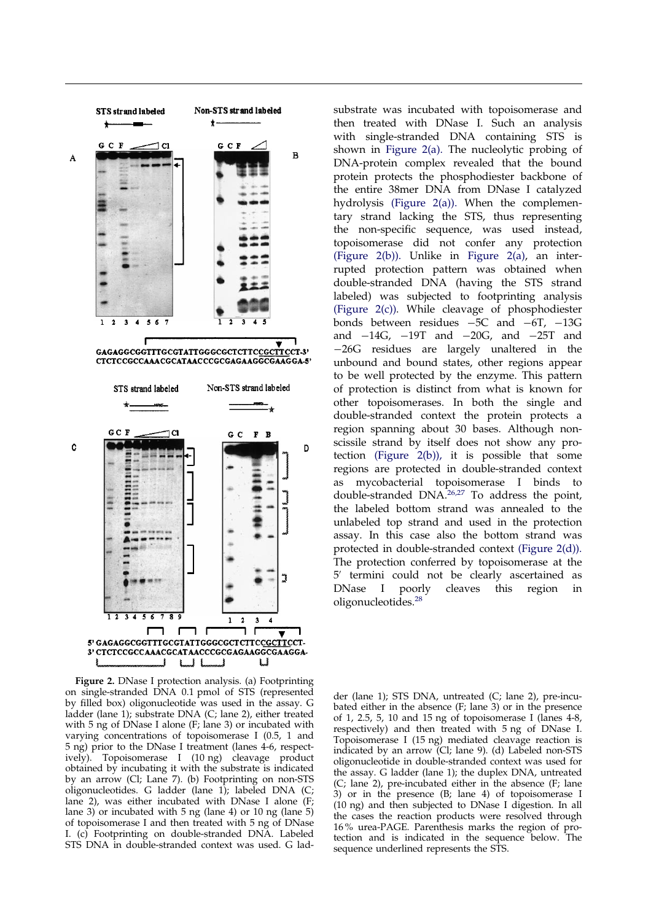substrate was incubated with topoisomerase and then treated with DNase I. Such an analysis with single-stranded DNA containing STS is shown in Figure 2(a). The nucleolytic probing of DNA-protein complex revealed that the bound protein protects the phosphodiester backbone of the entire 38mer DNA from DNase I catalyzed hydrolysis (Figure 2(a)). When the complementary strand lacking the STS, thus representing the non-specific sequence, was used instead, topoisomerase did not confer any protection (Figure 2(b)). Unlike in Figure 2(a), an interrupted protection pattern was obtained when double-stranded DNA (having the STS strand labeled) was subjected to footprinting analysis (Figure 2(c)). While cleavage of phosphodiester bonds between residues −5C and −6T, −13G and −14G, −19T and −20G, and −25T and −26G residues are largely unaltered in the unbound and bound states, other regions appear to be well protected by the enzyme. This pattern of protection is distinct from what is known for other topoisomerases. In both the single and double-stranded context the protein protects a region spanning about 30 bases. Although non-scissile strand by itself does not show any protection (Figure 2(b)), it is possible that some regions are protected in double-stranded context as mycobacterial topoisomerase I binds to double-stranded DNA.[26,27] To address the point, the labeled bottom strand was annealed to the unlabeled top strand and used in the protection assay. In this case also the bottom strand was protected in double-stranded context (Figure 2(d)). The protection conferred by topoisomerase at the 5′ termini could not be clearly ascertained as DNase I poorly cleaves this region in oligonucleotides.[28]

**Figure 2.** DNase I protection analysis. (a) Footprinting on single-stranded DNA 0.1 pmol of STS (represented by filled box) oligonucleotide was used in the assay. G ladder (lane 1); substrate DNA (C; lane 2), either treated with 5 ng of DNase I alone (F; lane 3) or incubated with varying concentrations of topoisomerase I (0.5, 1 and 5 ng) prior to the DNase I treatment (lanes 4-6, respectively). Topoisomerase I (10 ng) cleavage product obtained by incubating it with the substrate is indicated by an arrow (Cl; Lane 7). (b) Footprinting on non-STS oligonucleotides. G ladder (lane 1); labeled DNA (C; lane 2), was either incubated with DNase I alone (F; lane 3) or incubated with 5 ng (lane 4) or 10 ng (lane 5) of topoisomerase I and then treated with 5 ng of DNase I. (c) Footprinting on double-stranded DNA. Labeled STS DNA in double-stranded context was used. G ladder (lane 1); STS DNA, untreated (C; lane 2), pre-incubated either in the absence (F; lane 3) or in the presence of 1, 2.5, 5, 10 and 15 ng of topoisomerase I (lanes 4-8, respectively) and then treated with 5 ng of DNase I. Topoisomerase I (15 ng) mediated cleavage reaction is indicated by an arrow (Cl; lane 9). (d) Labeled non-STS oligonucleotide in double-stranded context was used for the assay. G ladder (lane 1); the duplex DNA, untreated (C; lane 2), pre-incubated either in the absence (F; lane 3) or in the presence (B; lane 4) of topoisomerase I (10 ng) and then subjected to DNase I digestion. In all the cases the reaction products were resolved through 16% urea-PAGE. Parenthesis marks the region of protection and is indicated in the sequence below. The sequence underlined represents the STS.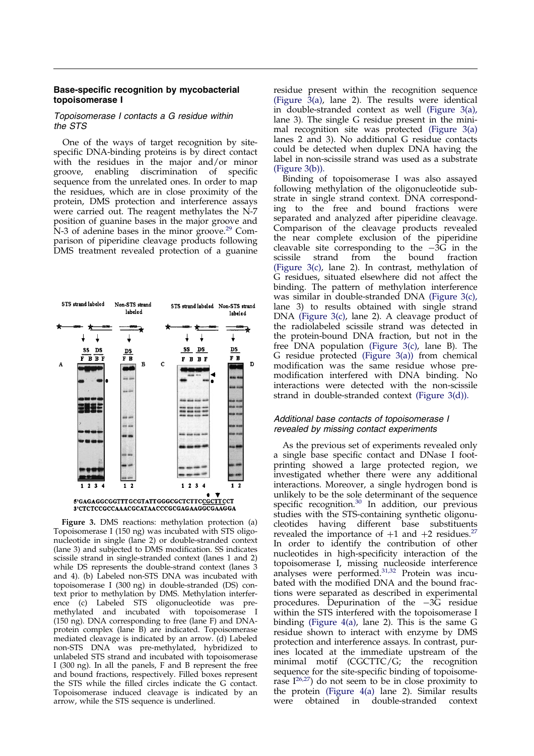### Base-specific recognition by mycobacterial topoisomerase I

#### *Topoisomerase I contacts a G residue within the STS*

One of the ways of target recognition by site-specific DNA-binding proteins is by direct contact with the residues in the major and/or minor groove, enabling discrimination of specific sequence from the unrelated ones. In order to map the residues, which are in close proximity of the protein, DMS protection and interference assays were carried out. The reagent methylates the N-7 position of guanine bases in the major groove and N-3 of adenine bases in the minor groove.[29] Comparison of piperidine cleavage products following DMS treatment revealed protection of a guanine residue present within the recognition sequence (Figure 3(a), lane 2). The results were identical in double-stranded context as well (Figure 3(a), lane 3). The single G residue present in the minimal recognition site was protected (Figure 3(a) lanes 2 and 3). No additional G residue contacts could be detected when duplex DNA having the label in non-scissile strand was used as a substrate (Figure 3(b)).

Binding of topoisomerase I was also assayed following methylation of the oligonucleotide substrate in single strand context. DNA corresponding to the free and bound fractions were separated and analyzed after piperidine cleavage. Comparison of the cleavage products revealed the near complete exclusion of the piperidine cleavable site corresponding to the −3G in the scissile strand from the bound fraction (Figure 3(c), lane 2). In contrast, methylation of G residues, situated elsewhere did not affect the binding. The pattern of methylation interference was similar in double-stranded DNA (Figure 3(c), lane 3) to results obtained with single strand DNA (Figure 3(c), lane 2). A cleavage product of the radiolabeled scissile strand was detected in the protein-bound DNA fraction, but not in the free DNA population (Figure 3(c), lane B). The G residue protected (Figure 3(a)) from chemical modification was the same residue whose pre-modification interfered with DNA binding. No interactions were detected with the non-scissile strand in double-stranded context (Figure 3(d)).

5′GAGAGGCGGTTTGCGTATTGGGCGCTCTTCCGCTTCCT
3′CTCTCCGCCAAACGCATAACCCGCGAGAAGGCGAAGGA

**Figure 3.** DMS reactions: methylation protection (a) Topoisomerase I (150 ng) was incubated with STS oligonucleotide in single (lane 2) or double-stranded context (lane 3) and subjected to DMS modification. SS indicates scissile strand in single-stranded context (lanes 1 and 2) while DS represents the double-strand context (lanes 3 and 4). (b) Labeled non-STS DNA was incubated with topoisomerase I (300 ng) in double-stranded (DS) context prior to methylation by DMS. Methylation interference (c) Labeled STS oligonucleotide was pre-methylated and incubated with topoisomerase I (150 ng). DNA corresponding to free (lane F) and DNA-protein complex (lane B) are indicated. Topoisomerase mediated cleavage is indicated by an arrow. (d) Labeled non-STS DNA was pre-methylated, hybridized to unlabeled STS strand and incubated with topoisomerase I (300 ng). In all the panels, F and B represent the free and bound fractions, respectively. Filled boxes represent the STS while the filled circles indicate the G contact. Topoisomerase induced cleavage is indicated by an arrow, while the STS sequence is underlined.

#### *Additional base contacts of topoisomerase I revealed by missing contact experiments*

As the previous set of experiments revealed only a single base specific contact and DNase I footprinting showed a large protected region, we investigated whether there were any additional interactions. Moreover, a single hydrogen bond is unlikely to be the sole determinant of the sequence specific recognition.[30] In addition, our previous studies with the STS-containing synthetic oligonucleotides having different base substituents revealed the importance of +1 and +2 residues.[27] In order to identify the contribution of other nucleotides in high-specificity interaction of the topoisomerase I, missing nucleoside interference analyses were performed.[31,32] Protein was incubated with the modified DNA and the bound fractions were separated as described in experimental procedures. Depurination of the −3G residue within the STS interfered with the topoisomerase I binding (Figure 4(a), lane 2). This is the same G residue shown to interact with enzyme by DMS protection and interference assays. In contrast, purines located at the immediate upstream of the minimal motif (CGCTTC/G; the recognition sequence for the site-specific binding of topoisomerase I[26,27]) do not seem to be in close proximity to the protein (Figure 4(a) lane 2). Similar results were obtained in double-stranded context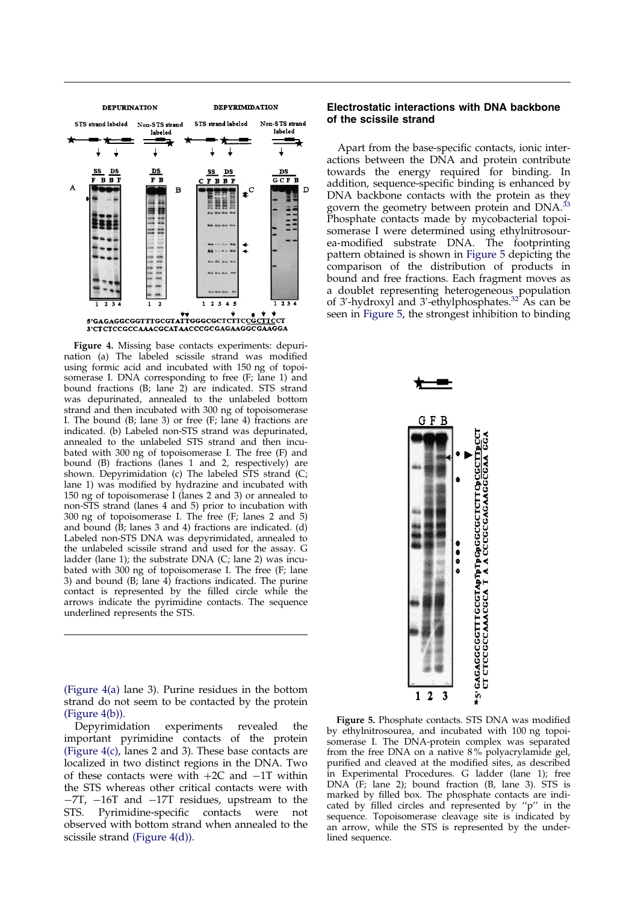**Figure 4.** Missing base contacts experiments: depurination (a) The labeled scissile strand was modified using formic acid and incubated with 150 ng of topoisomerase I. DNA corresponding to free (F; lane 1) and bound fractions (B; lane 2) are indicated. STS strand was depurinated, annealed to the unlabeled bottom strand and then incubated with 300 ng of topoisomerase I. The bound (B; lane 3) or free (F; lane 4) fractions are indicated. (b) Labeled non-STS strand was depurinated, annealed to the unlabeled STS strand and then incubated with 300 ng of topoisomerase I. The free (F) and bound (B) fractions (lanes 1 and 2, respectively) are shown. Depyrimidation (c) The labeled STS strand (C; lane 1) was modified by hydrazine and incubated with 150 ng of topoisomerase I (lanes 2 and 3) or annealed to non-STS strand (lanes 4 and 5) prior to incubation with 300 ng of topoisomerase I. The free (F; lanes 2 and 5) and bound (B; lanes 3 and 4) fractions are indicated. (d) Labeled non-STS DNA was depyrimidated, annealed to the unlabeled scissile strand and used for the assay. G ladder (lane 1); the substrate DNA (C; lane 2) was incubated with 300 ng of topoisomerase I. The free (F; lane 3) and bound (B; lane 4) fractions indicated. The purine contact is represented by the filled circle while the arrows indicate the pyrimidine contacts. The sequence underlined represents the STS.

(Figure 4(a) lane 3). Purine residues in the bottom strand do not seem to be contacted by the protein (Figure 4(b)).

Depyrimidation experiments revealed the important pyrimidine contacts of the protein (Figure 4(c), lanes 2 and 3). These base contacts are localized in two distinct regions in the DNA. Two of these contacts were with +2C and −1T within the STS whereas other critical contacts were with −7T, −16T and −17T residues, upstream to the STS. Pyrimidine-specific contacts were not observed with bottom strand when annealed to the scissile strand (Figure 4(d)).

## Electrostatic interactions with DNA backbone of the scissile strand

Apart from the base-specific contacts, ionic interactions between the DNA and protein contribute towards the energy required for binding. In addition, sequence-specific binding is enhanced by DNA backbone contacts with the protein as they govern the geometry between protein and DNA.[33] Phosphate contacts made by mycobacterial topoisomerase I were determined using ethylnitrosourea-modified substrate DNA. The footprinting pattern obtained is shown in Figure 5 depicting the comparison of the distribution of products in bound and free fractions. Each fragment moves as a doublet representing heterogeneous population of 3′-hydroxyl and 3′-ethylphosphates.[32] As can be seen in Figure 5, the strongest inhibition to binding

**Figure 5.** Phosphate contacts. STS DNA was modified by ethylnitrosourea, and incubated with 100 ng topoisomerase I. The DNA-protein complex was separated from the free DNA on a native 8% polyacrylamide gel, purified and cleaved at the modified sites, as described in Experimental Procedures. G ladder (lane 1); free DNA (F; lane 2); bound fraction (B, lane 3). STS is marked by filled box. The phosphate contacts are indicated by filled circles and represented by "p" in the sequence. Topoisomerase cleavage site is indicated by an arrow, while the STS is represented by the underlined sequence.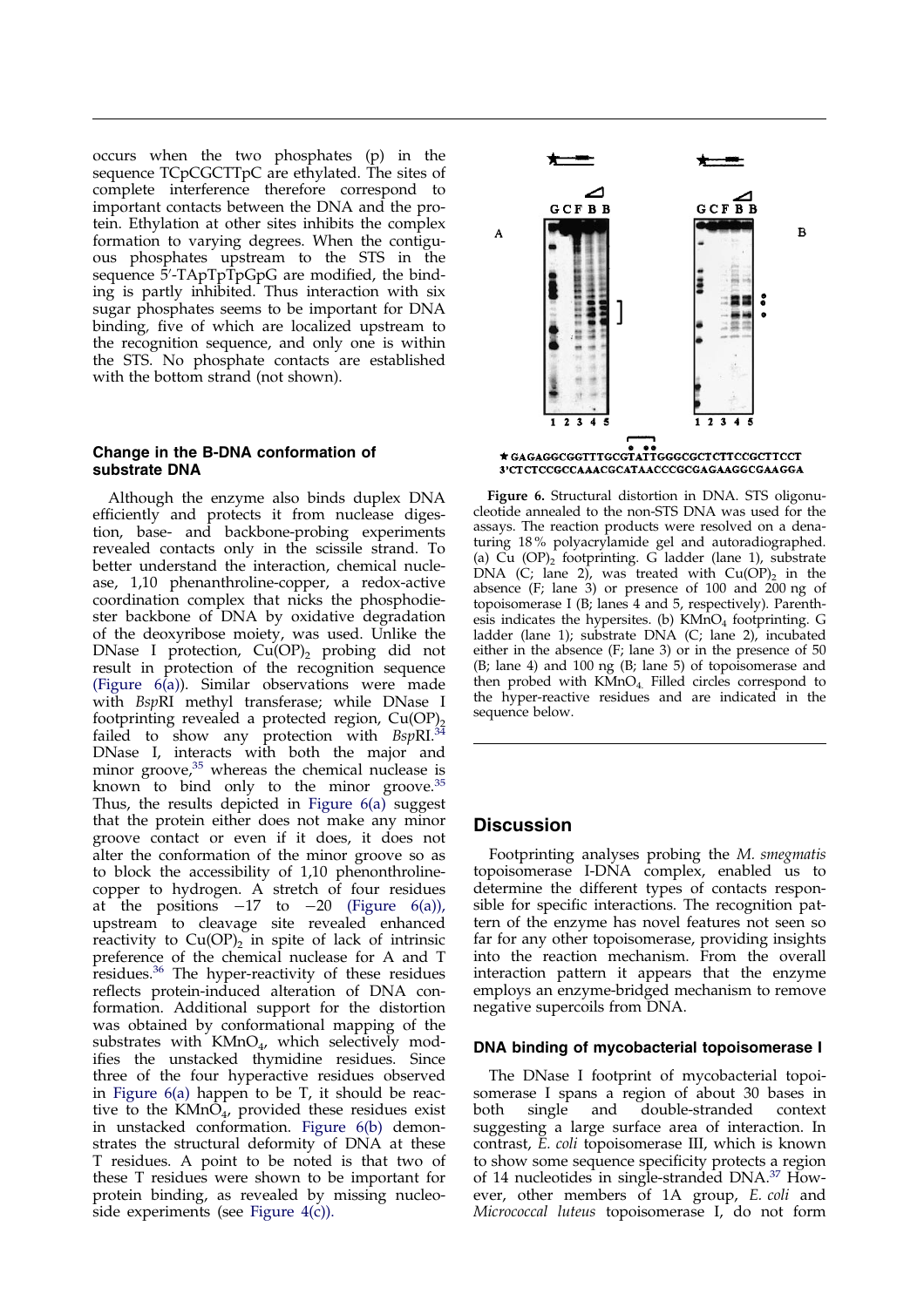occurs when the two phosphates (p) in the sequence TCpCGCTTpC are ethylated. The sites of complete interference therefore correspond to important contacts between the DNA and the protein. Ethylation at other sites inhibits the complex formation to varying degrees. When the contiguous phosphates upstream to the STS in the sequence 5′-TApTpTpGpG are modified, the binding is partly inhibited. Thus interaction with six sugar phosphates seems to be important for DNA binding, five of which are localized upstream to the recognition sequence, and only one is within the STS. No phosphate contacts are established with the bottom strand (not shown).

### Change in the B-DNA conformation of substrate DNA

Although the enzyme also binds duplex DNA efficiently and protects it from nuclease digestion, base- and backbone-probing experiments revealed contacts only in the scissile strand. To better understand the interaction, chemical nuclease, 1,10 phenanthroline-copper, a redox-active coordination complex that nicks the phosphodiester backbone of DNA by oxidative degradation of the deoxyribose moiety, was used. Unlike the DNase I protection, $Cu(OP)_2$ probing did not result in protection of the recognition sequence (Figure 6(a)). Similar observations were made with *Bsp*RI methyl transferase; while DNase I footprinting revealed a protected region, $Cu(OP)_2$ failed to show any protection with *Bsp*RI.[34] DNase I, interacts with both the major and minor groove,[35] whereas the chemical nuclease is known to bind only to the minor groove.[35] Thus, the results depicted in Figure 6(a) suggest that the protein either does not make any minor groove contact or even if it does, it does not alter the conformation of the minor groove so as to block the accessibility of 1,10 phenonthroline-copper to hydrogen. A stretch of four residues at the positions −17 to −20 (Figure 6(a)), upstream to cleavage site revealed enhanced reactivity to $Cu(OP)_2$ in spite of lack of intrinsic preference of the chemical nuclease for A and T residues.[36] The hyper-reactivity of these residues reflects protein-induced alteration of DNA conformation. Additional support for the distortion was obtained by conformational mapping of the substrates with $KMnO_4$, which selectively modifies the unstacked thymidine residues. Since three of the four hyperactive residues observed in Figure 6(a) happen to be T, it should be reactive to the $KMnO_4$, provided these residues exist in unstacked conformation. Figure 6(b) demonstrates the structural deformity of DNA at these T residues. A point to be noted is that two of these T residues were shown to be important for protein binding, as revealed by missing nucleoside experiments (see Figure 4(c)).

A — G C F B B, lanes 1 2 3 4 5; B — G C F B B, lanes 1 2 3 4 5

★ GAGAGGCGGTTTGCGTATTGGGCGCTCTTCCGCTTCCT
3′CTCTCCGCCAAACGCATAACCCGCGAGAAGGCGAAGGA

**Figure 6.** Structural distortion in DNA. STS oligonucleotide annealed to the non-STS DNA was used for the assays. The reaction products were resolved on a denaturing 18% polyacrylamide gel and autoradiographed. (a) Cu $(OP)_2$ footprinting. G ladder (lane 1), substrate DNA (C; lane 2), was treated with $Cu(OP)_2$ in the absence (F; lane 3) or presence of 100 and 200 ng of topoisomerase I (B; lanes 4 and 5, respectively). Parenthesis indicates the hypersites. (b) $KMnO_4$ footprinting. G ladder (lane 1); substrate DNA (C; lane 2), incubated either in the absence (F; lane 3) or in the presence of 50 (B; lane 4) and 100 ng (B; lane 5) of topoisomerase and then probed with $KMnO_4$. Filled circles correspond to the hyper-reactive residues and are indicated in the sequence below.

## Discussion

Footprinting analyses probing the *M. smegmatis* topoisomerase I-DNA complex, enabled us to determine the different types of contacts responsible for specific interactions. The recognition pattern of the enzyme has novel features not seen so far for any other topoisomerase, providing insights into the reaction mechanism. From the overall interaction pattern it appears that the enzyme employs an enzyme-bridged mechanism to remove negative supercoils from DNA.

### DNA binding of mycobacterial topoisomerase I

The DNase I footprint of mycobacterial topoisomerase I spans a region of about 30 bases in both single and double-stranded context suggesting a large surface area of interaction. In contrast, *E. coli* topoisomerase III, which is known to show some sequence specificity protects a region of 14 nucleotides in single-stranded DNA.[37] However, other members of 1A group, *E. coli* and *Micrococcal luteus* topoisomerase I, do not form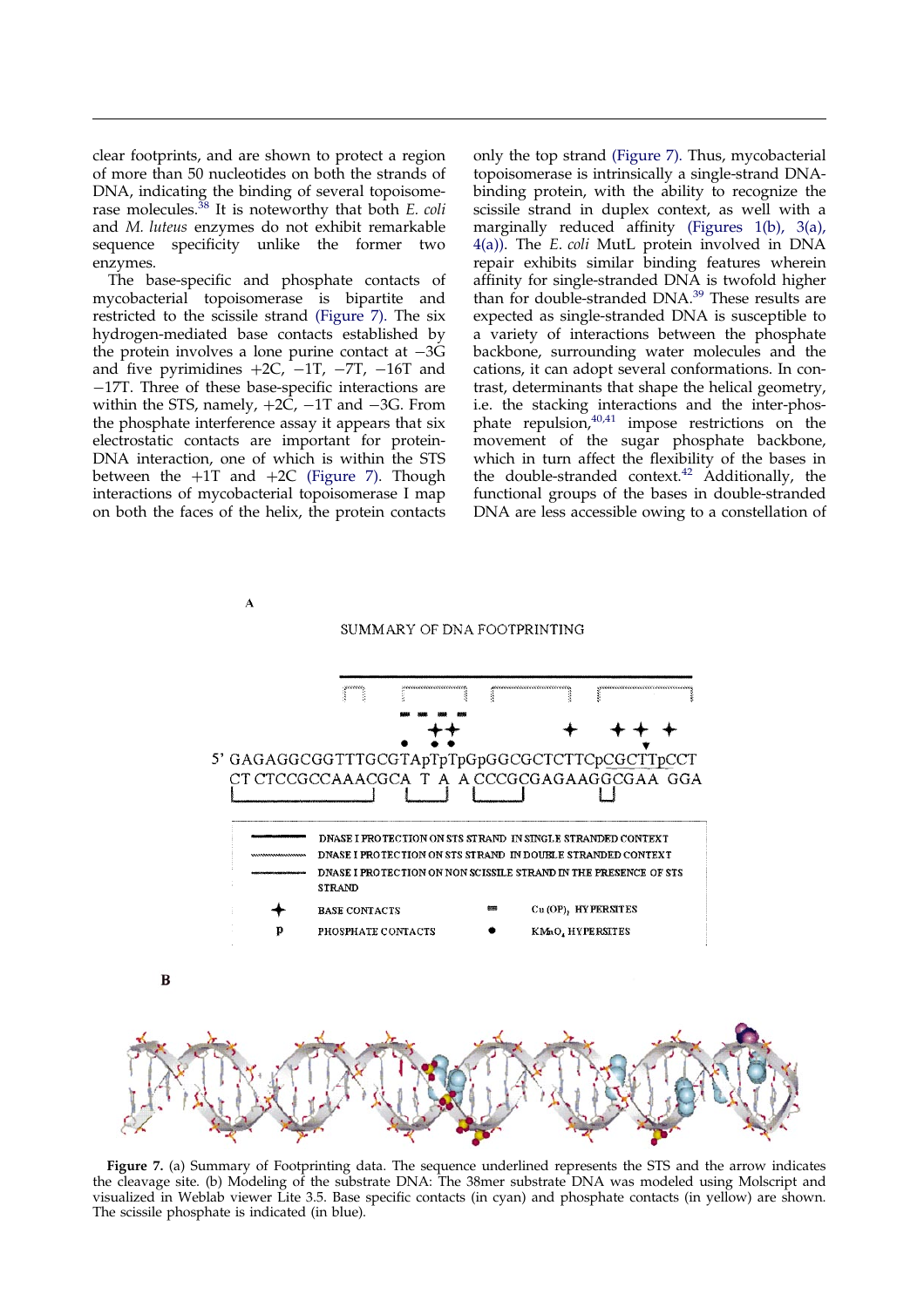clear footprints, and are shown to protect a region of more than 50 nucleotides on both the strands of DNA, indicating the binding of several topoisomerase molecules.[38] It is noteworthy that both *E. coli* and *M. luteus* enzymes do not exhibit remarkable sequence specificity unlike the former two enzymes.

The base-specific and phosphate contacts of mycobacterial topoisomerase is bipartite and restricted to the scissile strand (Figure 7). The six hydrogen-mediated base contacts established by the protein involves a lone purine contact at −3G and five pyrimidines +2C, −1T, −7T, −16T and −17T. Three of these base-specific interactions are within the STS, namely, +2C, −1T and −3G. From the phosphate interference assay it appears that six electrostatic contacts are important for protein-DNA interaction, one of which is within the STS between the +1T and +2C (Figure 7). Though interactions of mycobacterial topoisomerase I map on both the faces of the helix, the protein contacts only the top strand (Figure 7). Thus, mycobacterial topoisomerase is intrinsically a single-strand DNA-binding protein, with the ability to recognize the scissile strand in duplex context, as well with a marginally reduced affinity (Figures 1(b), 3(a), 4(a)). The *E. coli* MutL protein involved in DNA repair exhibits similar binding features wherein affinity for single-stranded DNA is twofold higher than for double-stranded DNA.[39] These results are expected as single-stranded DNA is susceptible to a variety of interactions between the phosphate backbone, surrounding water molecules and the cations, it can adopt several conformations. In contrast, determinants that shape the helical geometry, i.e. the stacking interactions and the inter-phosphate repulsion,[40,41] impose restrictions on the movement of the sugar phosphate backbone, which in turn affect the flexibility of the bases in the double-stranded context.[42] Additionally, the functional groups of the bases in double-stranded DNA are less accessible owing to a constellation of

A

SUMMARY OF DNA FOOTPRINTING

```
5' GAGAGGCGGTTTGCGTApTpTpGpGGCGCTCTTCpCGCTTpCCT
   CT CTCCGCCAAACGCA  T  A  A CCCGCGAGAAGGCGAA  GGA
```

- DNASE I PROTECTION ON STS STRAND IN SINGLE STRANDED CONTEXT
- DNASE I PROTECTION ON STS STRAND IN DOUBLE STRANDED CONTEXT
- DNASE I PROTECTION ON NON SCISSILE STRAND IN THE PRESENCE OF STS STRAND
- ✦ BASE CONTACTS
- p PHOSPHATE CONTACTS
- Cu (OP)$_2$ HYPERSITES
- ● KMnO$_4$ HYPERSITES

B

**Figure 7.** (a) Summary of Footprinting data. The sequence underlined represents the STS and the arrow indicates the cleavage site. (b) Modeling of the substrate DNA: The 38mer substrate DNA was modeled using Molscript and visualized in Weblab viewer Lite 3.5. Base specific contacts (in cyan) and phosphate contacts (in yellow) are shown. The scissile phosphate is indicated (in blue).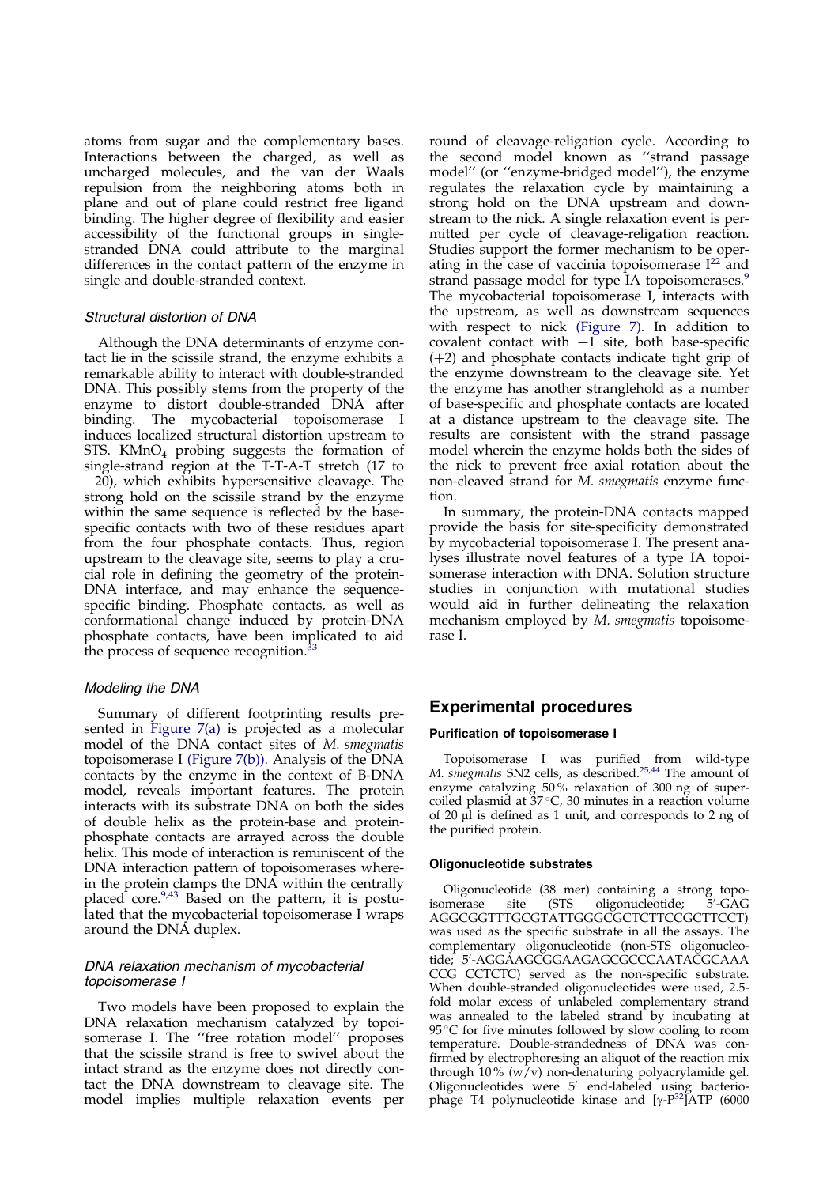atoms from sugar and the complementary bases. Interactions between the charged, as well as uncharged molecules, and the van der Waals repulsion from the neighboring atoms both in plane and out of plane could restrict free ligand binding. The higher degree of flexibility and easier accessibility of the functional groups in single-stranded DNA could attribute to the marginal differences in the contact pattern of the enzyme in single and double-stranded context.

### Structural distortion of DNA

Although the DNA determinants of enzyme contact lie in the scissile strand, the enzyme exhibits a remarkable ability to interact with double-stranded DNA. This possibly stems from the property of the enzyme to distort double-stranded DNA after binding. The mycobacterial topoisomerase I induces localized structural distortion upstream to STS. $KMnO_4$ probing suggests the formation of single-strand region at the T-T-A-T stretch (17 to −20), which exhibits hypersensitive cleavage. The strong hold on the scissile strand by the enzyme within the same sequence is reflected by the base-specific contacts with two of these residues apart from the four phosphate contacts. Thus, region upstream to the cleavage site, seems to play a crucial role in defining the geometry of the protein-DNA interface, and may enhance the sequence-specific binding. Phosphate contacts, as well as conformational change induced by protein-DNA phosphate contacts, have been implicated to aid the process of sequence recognition.[33]

### Modeling the DNA

Summary of different footprinting results presented in Figure 7(a) is projected as a molecular model of the DNA contact sites of *M. smegmatis* topoisomerase I (Figure 7(b)). Analysis of the DNA contacts by the enzyme in the context of B-DNA model, reveals important features. The protein interacts with its substrate DNA on both the sides of double helix as the protein-base and protein-phosphate contacts are arrayed across the double helix. This mode of interaction is reminiscent of the DNA interaction pattern of topoisomerases wherein the protein clamps the DNA within the centrally placed core.[9,43] Based on the pattern, it is postulated that the mycobacterial topoisomerase I wraps around the DNA duplex.

### DNA relaxation mechanism of mycobacterial topoisomerase I

Two models have been proposed to explain the DNA relaxation mechanism catalyzed by topoisomerase I. The "free rotation model" proposes that the scissile strand is free to swivel about the intact strand as the enzyme does not directly contact the DNA downstream to cleavage site. The model implies multiple relaxation events per round of cleavage-religation cycle. According to the second model known as "strand passage model" (or "enzyme-bridged model"), the enzyme regulates the relaxation cycle by maintaining a strong hold on the DNA upstream and downstream to the nick. A single relaxation event is permitted per cycle of cleavage-religation reaction. Studies support the former mechanism to be operating in the case of vaccinia topoisomerase I[22] and strand passage model for type IA topoisomerases.[9] The mycobacterial topoisomerase I, interacts with the upstream, as well as downstream sequences with respect to nick (Figure 7). In addition to covalent contact with +1 site, both base-specific (+2) and phosphate contacts indicate tight grip of the enzyme downstream to the cleavage site. Yet the enzyme has another stranglehold as a number of base-specific and phosphate contacts are located at a distance upstream to the cleavage site. The results are consistent with the strand passage model wherein the enzyme holds both the sides of the nick to prevent free axial rotation about the non-cleaved strand for *M. smegmatis* enzyme function.

In summary, the protein-DNA contacts mapped provide the basis for site-specificity demonstrated by mycobacterial topoisomerase I. The present analyses illustrate novel features of a type IA topoisomerase interaction with DNA. Solution structure studies in conjunction with mutational studies would aid in further delineating the relaxation mechanism employed by *M. smegmatis* topoisomerase I.

## Experimental procedures

### Purification of topoisomerase I

Topoisomerase I was purified from wild-type *M. smegmatis* SN2 cells, as described.[25,44] The amount of enzyme catalyzing 50% relaxation of 300 ng of supercoiled plasmid at 37 °C, 30 minutes in a reaction volume of 20 μl is defined as 1 unit, and corresponds to 2 ng of the purified protein.

### Oligonucleotide substrates

Oligonucleotide (38 mer) containing a strong topoisomerase site (STS oligonucleotide; 5′-GAG AGGCGGTTTGCGTATTGGGCGCTCTTCCGCTTCCT) was used as the specific substrate in all the assays. The complementary oligonucleotide (non-STS oligonucleotide; 5′-AGGAAGCGGAAGAGCGCCCAATACGCAAA CCG CCTCTC) served as the non-specific substrate. When double-stranded oligonucleotides were used, 2.5-fold molar excess of unlabeled complementary strand was annealed to the labeled strand by incubating at 95 °C for five minutes followed by slow cooling to room temperature. Double-strandedness of DNA was confirmed by electrophoresing an aliquot of the reaction mix through 10% (w/v) non-denaturing polyacrylamide gel. Oligonucleotides were 5′ end-labeled using bacteriophage T4 polynucleotide kinase and [$\gamma$-$P^{32}$]ATP (6000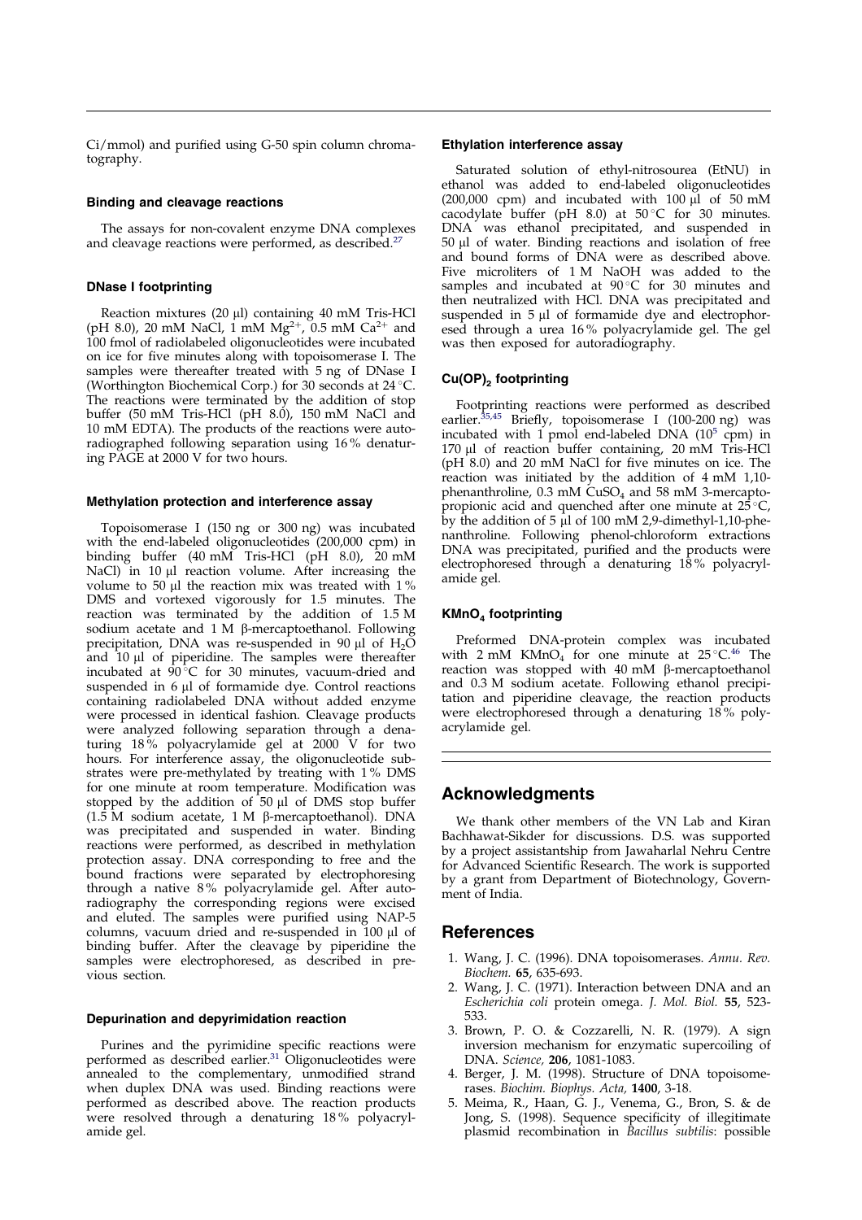Ci/mmol) and purified using G-50 spin column chromatography.

### Binding and cleavage reactions

The assays for non-covalent enzyme DNA complexes and cleavage reactions were performed, as described.[27]

### DNase I footprinting

Reaction mixtures (20 μl) containing 40 mM Tris-HCl (pH 8.0), 20 mM NaCl, 1 mM $Mg^{2+}$, 0.5 mM $Ca^{2+}$ and 100 fmol of radiolabeled oligonucleotides were incubated on ice for five minutes along with topoisomerase I. The samples were thereafter treated with 5 ng of DNase I (Worthington Biochemical Corp.) for 30 seconds at 24 °C. The reactions were terminated by the addition of stop buffer (50 mM Tris-HCl (pH 8.0), 150 mM NaCl and 10 mM EDTA). The products of the reactions were autoradiographed following separation using 16 % denaturing PAGE at 2000 V for two hours.

### Methylation protection and interference assay

Topoisomerase I (150 ng or 300 ng) was incubated with the end-labeled oligonucleotides (200,000 cpm) in binding buffer (40 mM Tris-HCl (pH 8.0), 20 mM NaCl) in 10 μl reaction volume. After increasing the volume to 50 μl the reaction mix was treated with 1 % DMS and vortexed vigorously for 1.5 minutes. The reaction was terminated by the addition of 1.5 M sodium acetate and 1 M β-mercaptoethanol. Following precipitation, DNA was re-suspended in 90 μl of $H_2O$ and 10 μl of piperidine. The samples were thereafter incubated at 90 °C for 30 minutes, vacuum-dried and suspended in 6 μl of formamide dye. Control reactions containing radiolabeled DNA without added enzyme were processed in identical fashion. Cleavage products were analyzed following separation through a denaturing 18 % polyacrylamide gel at 2000 V for two hours. For interference assay, the oligonucleotide substrates were pre-methylated by treating with 1 % DMS for one minute at room temperature. Modification was stopped by the addition of 50 μl of DMS stop buffer (1.5 M sodium acetate, 1 M β-mercaptoethanol). DNA was precipitated and suspended in water. Binding reactions were performed, as described in methylation protection assay. DNA corresponding to free and the bound fractions were separated by electrophoresing through a native 8 % polyacrylamide gel. After autoradiography the corresponding regions were excised and eluted. The samples were purified using NAP-5 columns, vacuum dried and re-suspended in 100 μl of binding buffer. After the cleavage by piperidine the samples were electrophoresed, as described in previous section.

### Depurination and depyrimidation reaction

Purines and the pyrimidine specific reactions were performed as described earlier.[31] Oligonucleotides were annealed to the complementary, unmodified strand when duplex DNA was used. Binding reactions were performed as described above. The reaction products were resolved through a denaturing 18 % polyacrylamide gel.

### Ethylation interference assay

Saturated solution of ethyl-nitrosourea (EtNU) in ethanol was added to end-labeled oligonucleotides (200,000 cpm) and incubated with 100 μl of 50 mM cacodylate buffer (pH 8.0) at 50 °C for 30 minutes. DNA was ethanol precipitated, and suspended in 50 μl of water. Binding reactions and isolation of free and bound forms of DNA were as described above. Five microliters of 1 M NaOH was added to the samples and incubated at 90 °C for 30 minutes and then neutralized with HCl. DNA was precipitated and suspended in 5 μl of formamide dye and electrophoresed through a urea 16 % polyacrylamide gel. The gel was then exposed for autoradiography.

### $Cu(OP)_2$ footprinting

Footprinting reactions were performed as described earlier.[35,45] Briefly, topoisomerase I (100-200 ng) was incubated with 1 pmol end-labeled DNA ($10^5$ cpm) in 170 μl of reaction buffer containing, 20 mM Tris-HCl (pH 8.0) and 20 mM NaCl for five minutes on ice. The reaction was initiated by the addition of 4 mM 1,10-phenanthroline, 0.3 mM $CuSO_4$ and 58 mM 3-mercaptopropionic acid and quenched after one minute at 25 °C, by the addition of 5 μl of 100 mM 2,9-dimethyl-1,10-phenanthroline. Following phenol-chloroform extractions DNA was precipitated, purified and the products were electrophoresed through a denaturing 18 % polyacrylamide gel.

### $KMnO_4$ footprinting

Preformed DNA-protein complex was incubated with 2 mM $KMnO_4$ for one minute at 25 °C.[46] The reaction was stopped with 40 mM β-mercaptoethanol and 0.3 M sodium acetate. Following ethanol precipitation and piperidine cleavage, the reaction products were electrophoresed through a denaturing 18 % polyacrylamide gel.

## Acknowledgments

We thank other members of the VN Lab and Kiran Bachhawat-Sikder for discussions. D.S. was supported by a project assistantship from Jawaharlal Nehru Centre for Advanced Scientific Research. The work is supported by a grant from Department of Biotechnology, Government of India.

## References

1. Wang, J. C. (1996). DNA topoisomerases. *Annu. Rev. Biochem.* **65**, 635-693.
2. Wang, J. C. (1971). Interaction between DNA and an *Escherichia coli* protein omega. *J. Mol. Biol.* **55**, 523-533.
3. Brown, P. O. & Cozzarelli, N. R. (1979). A sign inversion mechanism for enzymatic supercoiling of DNA. *Science,* **206**, 1081-1083.
4. Berger, J. M. (1998). Structure of DNA topoisomerases. *Biochim. Biophys. Acta,* **1400**, 3-18.
5. Meima, R., Haan, G. J., Venema, G., Bron, S. & de Jong, S. (1998). Sequence specificity of illegitimate plasmid recombination in *Bacillus subtilis*: possible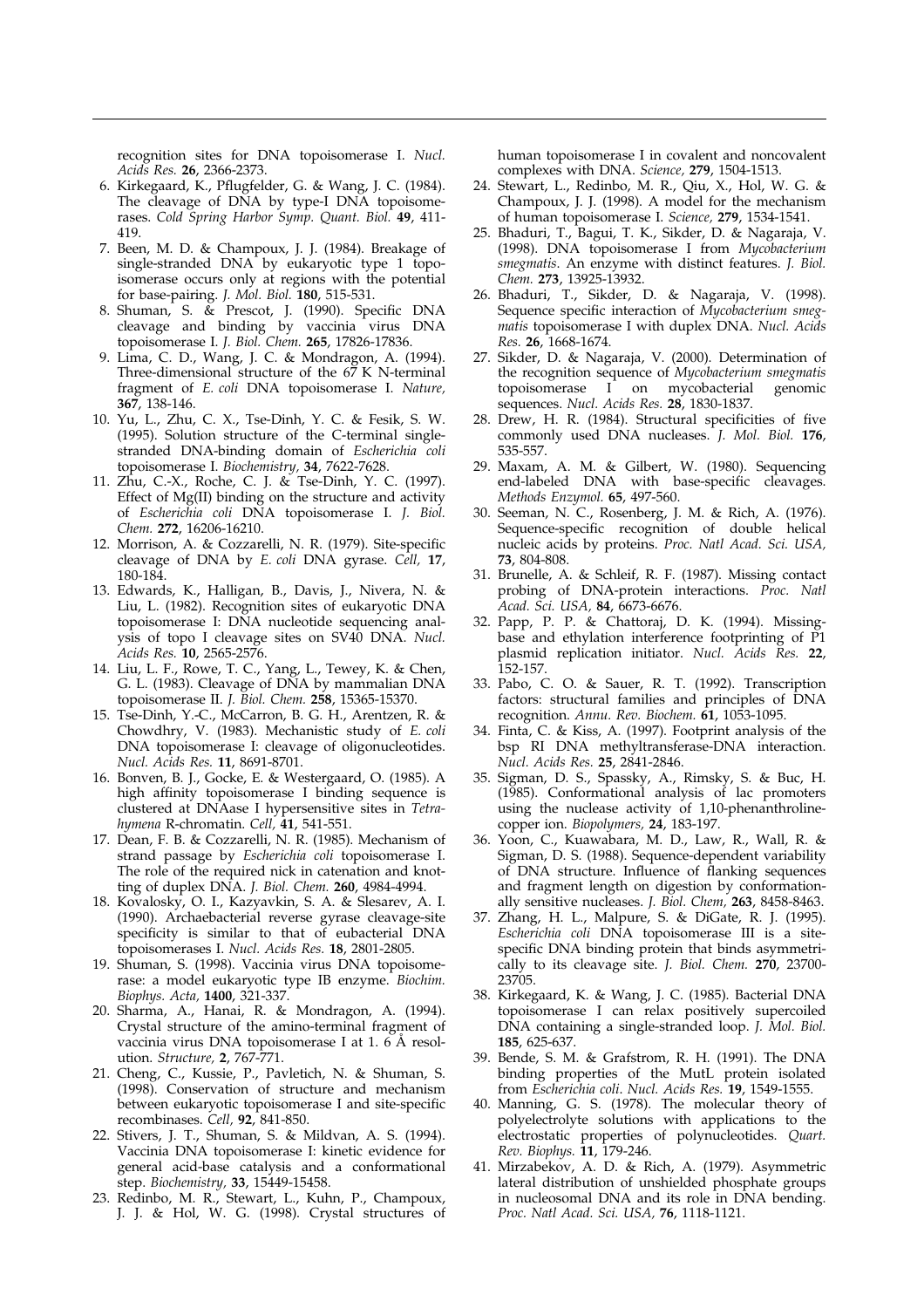recognition sites for DNA topoisomerase I. *Nucl. Acids Res.* **26**, 2366-2373.

6. Kirkegaard, K., Pflugfelder, G. & Wang, J. C. (1984). The cleavage of DNA by type-I DNA topoisomerases. *Cold Spring Harbor Symp. Quant. Biol.* **49**, 411-419.
7. Been, M. D. & Champoux, J. J. (1984). Breakage of single-stranded DNA by eukaryotic type 1 topoisomerase occurs only at regions with the potential for base-pairing. *J. Mol. Biol.* **180**, 515-531.
8. Shuman, S. & Prescot, J. (1990). Specific DNA cleavage and binding by vaccinia virus DNA topoisomerase I. *J. Biol. Chem.* **265**, 17826-17836.
9. Lima, C. D., Wang, J. C. & Mondragon, A. (1994). Three-dimensional structure of the 67 K N-terminal fragment of *E. coli* DNA topoisomerase I. *Nature,* **367**, 138-146.
10. Yu, L., Zhu, C. X., Tse-Dinh, Y. C. & Fesik, S. W. (1995). Solution structure of the C-terminal single-stranded DNA-binding domain of *Escherichia coli* topoisomerase I. *Biochemistry,* **34**, 7622-7628.
11. Zhu, C.-X., Roche, C. J. & Tse-Dinh, Y. C. (1997). Effect of Mg(II) binding on the structure and activity of *Escherichia coli* DNA topoisomerase I. *J. Biol. Chem.* **272**, 16206-16210.
12. Morrison, A. & Cozzarelli, N. R. (1979). Site-specific cleavage of DNA by *E. coli* DNA gyrase. *Cell,* **17**, 180-184.
13. Edwards, K., Halligan, B., Davis, J., Nivera, N. & Liu, L. (1982). Recognition sites of eukaryotic DNA topoisomerase I: DNA nucleotide sequencing analysis of topo I cleavage sites on SV40 DNA. *Nucl. Acids Res.* **10**, 2565-2576.
14. Liu, L. F., Rowe, T. C., Yang, L., Tewey, K. & Chen, G. L. (1983). Cleavage of DNA by mammalian DNA topoisomerase II. *J. Biol. Chem.* **258**, 15365-15370.
15. Tse-Dinh, Y.-C., McCarron, B. G. H., Arentzen, R. & Chowdhry, V. (1983). Mechanistic study of *E. coli* DNA topoisomerase I: cleavage of oligonucleotides. *Nucl. Acids Res.* **11**, 8691-8701.
16. Bonven, B. J., Gocke, E. & Westergaard, O. (1985). A high affinity topoisomerase I binding sequence is clustered at DNAase I hypersensitive sites in *Tetrahymena* R-chromatin. *Cell,* **41**, 541-551.
17. Dean, F. B. & Cozzarelli, N. R. (1985). Mechanism of strand passage by *Escherichia coli* topoisomerase I. The role of the required nick in catenation and knotting of duplex DNA. *J. Biol. Chem.* **260**, 4984-4994.
18. Kovalosky, O. I., Kazyavkin, S. A. & Slesarev, A. I. (1990). Archaebacterial reverse gyrase cleavage-site specificity is similar to that of eubacterial DNA topoisomerases I. *Nucl. Acids Res.* **18**, 2801-2805.
19. Shuman, S. (1998). Vaccinia virus DNA topoisomerase: a model eukaryotic type IB enzyme. *Biochim. Biophys. Acta,* **1400**, 321-337.
20. Sharma, A., Hanai, R. & Mondragon, A. (1994). Crystal structure of the amino-terminal fragment of vaccinia virus DNA topoisomerase I at 1. 6 Å resolution. *Structure,* **2**, 767-771.
21. Cheng, C., Kussie, P., Pavletich, N. & Shuman, S. (1998). Conservation of structure and mechanism between eukaryotic topoisomerase I and site-specific recombinases. *Cell,* **92**, 841-850.
22. Stivers, J. T., Shuman, S. & Mildvan, A. S. (1994). Vaccinia DNA topoisomerase I: kinetic evidence for general acid-base catalysis and a conformational step. *Biochemistry,* **33**, 15449-15458.
23. Redinbo, M. R., Stewart, L., Kuhn, P., Champoux, J. J. & Hol, W. G. (1998). Crystal structures of human topoisomerase I in covalent and noncovalent complexes with DNA. *Science,* **279**, 1504-1513.
24. Stewart, L., Redinbo, M. R., Qiu, X., Hol, W. G. & Champoux, J. J. (1998). A model for the mechanism of human topoisomerase I. *Science,* **279**, 1534-1541.
25. Bhaduri, T., Bagui, T. K., Sikder, D. & Nagaraja, V. (1998). DNA topoisomerase I from *Mycobacterium smegmatis*. An enzyme with distinct features. *J. Biol. Chem.* **273**, 13925-13932.
26. Bhaduri, T., Sikder, D. & Nagaraja, V. (1998). Sequence specific interaction of *Mycobacterium smegmatis* topoisomerase I with duplex DNA. *Nucl. Acids Res.* **26**, 1668-1674.
27. Sikder, D. & Nagaraja, V. (2000). Determination of the recognition sequence of *Mycobacterium smegmatis* topoisomerase I on mycobacterial genomic sequences. *Nucl. Acids Res.* **28**, 1830-1837.
28. Drew, H. R. (1984). Structural specificities of five commonly used DNA nucleases. *J. Mol. Biol.* **176**, 535-557.
29. Maxam, A. M. & Gilbert, W. (1980). Sequencing end-labeled DNA with base-specific cleavages. *Methods Enzymol.* **65**, 497-560.
30. Seeman, N. C., Rosenberg, J. M. & Rich, A. (1976). Sequence-specific recognition of double helical nucleic acids by proteins. *Proc. Natl Acad. Sci. USA,* **73**, 804-808.
31. Brunelle, A. & Schleif, R. F. (1987). Missing contact probing of DNA-protein interactions. *Proc. Natl Acad. Sci. USA,* **84**, 6673-6676.
32. Papp, P. P. & Chattoraj, D. K. (1994). Missing-base and ethylation interference footprinting of P1 plasmid replication initiator. *Nucl. Acids Res.* **22**, 152-157.
33. Pabo, C. O. & Sauer, R. T. (1992). Transcription factors: structural families and principles of DNA recognition. *Annu. Rev. Biochem.* **61**, 1053-1095.
34. Finta, C. & Kiss, A. (1997). Footprint analysis of the bsp RI DNA methyltransferase-DNA interaction. *Nucl. Acids Res.* **25**, 2841-2846.
35. Sigman, D. S., Spassky, A., Rimsky, S. & Buc, H. (1985). Conformational analysis of lac promoters using the nuclease activity of 1,10-phenanthroline-copper ion. *Biopolymers,* **24**, 183-197.
36. Yoon, C., Kuawabara, M. D., Law, R., Wall, R. & Sigman, D. S. (1988). Sequence-dependent variability of DNA structure. Influence of flanking sequences and fragment length on digestion by conformationally sensitive nucleases. *J. Biol. Chem,* **263**, 8458-8463.
37. Zhang, H. L., Malpure, S. & DiGate, R. J. (1995). *Escherichia coli* DNA topoisomerase III is a site-specific DNA binding protein that binds asymmetrically to its cleavage site. *J. Biol. Chem.* **270**, 23700-23705.
38. Kirkegaard, K. & Wang, J. C. (1985). Bacterial DNA topoisomerase I can relax positively supercoiled DNA containing a single-stranded loop. *J. Mol. Biol.* **185**, 625-637.
39. Bende, S. M. & Grafstrom, R. H. (1991). The DNA binding properties of the MutL protein isolated from *Escherichia coli*. *Nucl. Acids Res.* **19**, 1549-1555.
40. Manning, G. S. (1978). The molecular theory of polyelectrolyte solutions with applications to the electrostatic properties of polynucleotides. *Quart. Rev. Biophys.* **11**, 179-246.
41. Mirzabekov, A. D. & Rich, A. (1979). Asymmetric lateral distribution of unshielded phosphate groups in nucleosomal DNA and its role in DNA bending. *Proc. Natl Acad. Sci. USA,* **76**, 1118-1121.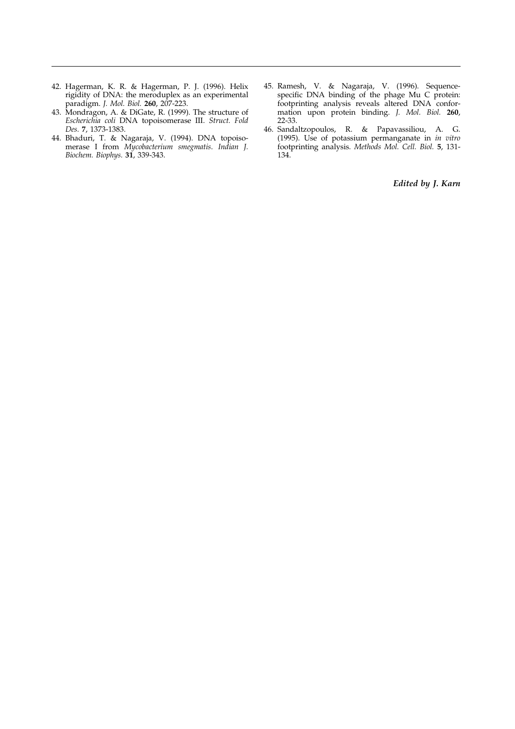42. Hagerman, K. R. & Hagerman, P. J. (1996). Helix rigidity of DNA: the meroduplex as an experimental paradigm. *J. Mol. Biol.* **260**, 207-223.
43. Mondragon, A. & DiGate, R. (1999). The structure of *Escherichia coli* DNA topoisomerase III. *Struct. Fold Des.* **7**, 1373-1383.
44. Bhaduri, T. & Nagaraja, V. (1994). DNA topoisomerase I from *Mycobacterium smegmatis*. *Indian J. Biochem. Biophys.* **31**, 339-343.
45. Ramesh, V. & Nagaraja, V. (1996). Sequence-specific DNA binding of the phage Mu C protein: footprinting analysis reveals altered DNA conformation upon protein binding. *J. Mol. Biol.* **260**, 22-33.
46. Sandaltzopoulos, R. & Papavassiliou, A. G. (1995). Use of potassium permanganate in *in vitro* footprinting analysis. *Methods Mol. Cell. Biol.* **5**, 131-134.

***Edited by J. Karn***